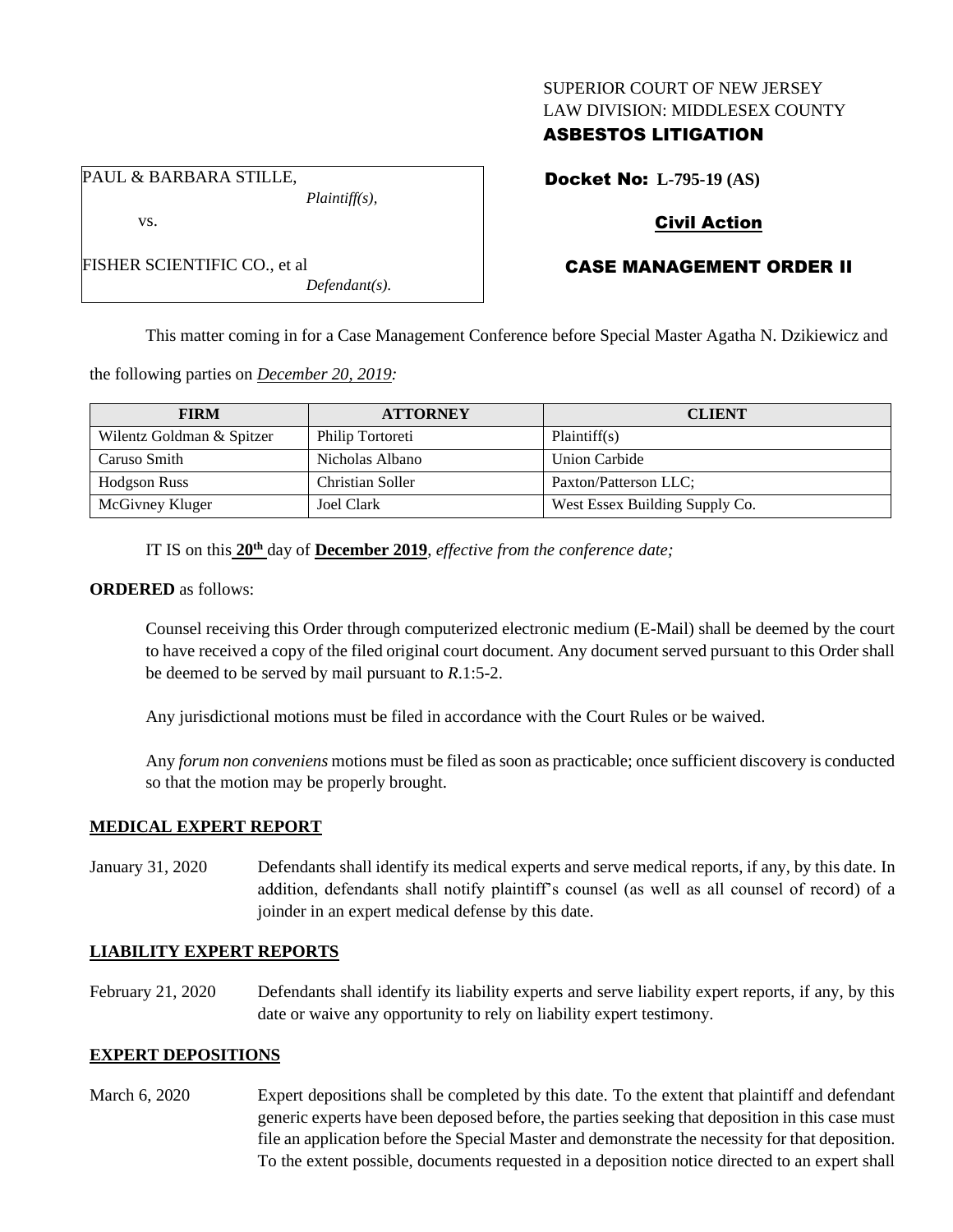SUPERIOR COURT OF NEW JERSEY
LAW DIVISION: MIDDLESEX COUNTY
**ASBESTOS LITIGATION**

PAUL & BARBARA STILLE,
*Plaintiff(s),*
vs.
FISHER SCIENTIFIC CO., et al
*Defendant(s).*

**Docket No: L-795-19 (AS)**

**Civil Action**

**CASE MANAGEMENT ORDER II**

This matter coming in for a Case Management Conference before Special Master Agatha N. Dzikiewicz and the following parties on *December 20, 2019:*

| FIRM | ATTORNEY | CLIENT |
|---|---|---|
| Wilentz Goldman & Spitzer | Philip Tortoreti | Plaintiff(s) |
| Caruso Smith | Nicholas Albano | Union Carbide |
| Hodgson Russ | Christian Soller | Paxton/Patterson LLC; |
| McGivney Kluger | Joel Clark | West Essex Building Supply Co. |

IT IS on this **20th** day of **December 2019**, *effective from the conference date;*

**ORDERED** as follows:

Counsel receiving this Order through computerized electronic medium (E-Mail) shall be deemed by the court to have received a copy of the filed original court document. Any document served pursuant to this Order shall be deemed to be served by mail pursuant to *R*.1:5-2.

Any jurisdictional motions must be filed in accordance with the Court Rules or be waived.

Any *forum non conveniens* motions must be filed as soon as practicable; once sufficient discovery is conducted so that the motion may be properly brought.

**MEDICAL EXPERT REPORT**

January 31, 2020 Defendants shall identify its medical experts and serve medical reports, if any, by this date. In addition, defendants shall notify plaintiff's counsel (as well as all counsel of record) of a joinder in an expert medical defense by this date.

**LIABILITY EXPERT REPORTS**

February 21, 2020 Defendants shall identify its liability experts and serve liability expert reports, if any, by this date or waive any opportunity to rely on liability expert testimony.

**EXPERT DEPOSITIONS**

March 6, 2020 Expert depositions shall be completed by this date. To the extent that plaintiff and defendant generic experts have been deposed before, the parties seeking that deposition in this case must file an application before the Special Master and demonstrate the necessity for that deposition. To the extent possible, documents requested in a deposition notice directed to an expert shall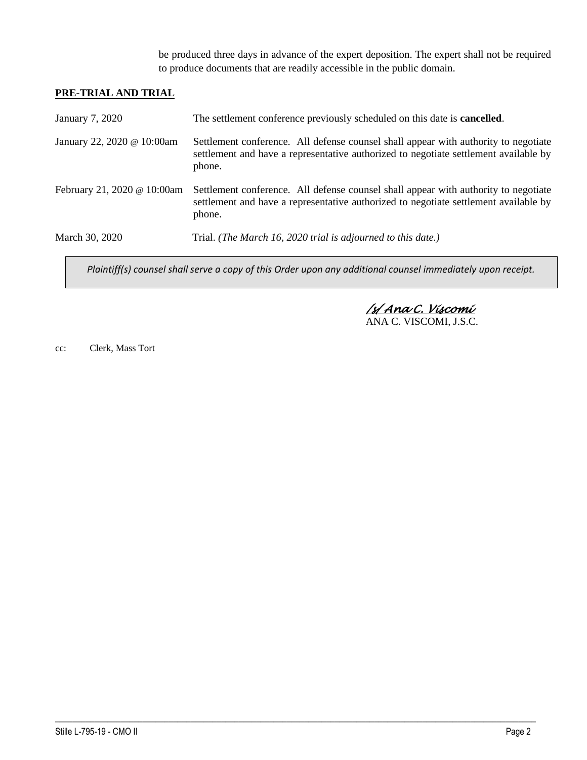be produced three days in advance of the expert deposition. The expert shall not be required to produce documents that are readily accessible in the public domain.

**PRE-TRIAL AND TRIAL**

| | |
|---|---|
| January 7, 2020 | The settlement conference previously scheduled on this date is **cancelled**. |
| January 22, 2020 @ 10:00am | Settlement conference. All defense counsel shall appear with authority to negotiate settlement and have a representative authorized to negotiate settlement available by phone. |
| February 21, 2020 @ 10:00am | Settlement conference. All defense counsel shall appear with authority to negotiate settlement and have a representative authorized to negotiate settlement available by phone. |
| March 30, 2020 | Trial. *(The March 16, 2020 trial is adjourned to this date.)* |

*Plaintiff(s) counsel shall serve a copy of this Order upon any additional counsel immediately upon receipt.*

*/s/ Ana C. Viscomi*
ANA C. VISCOMI, J.S.C.

cc: Clerk, Mass Tort